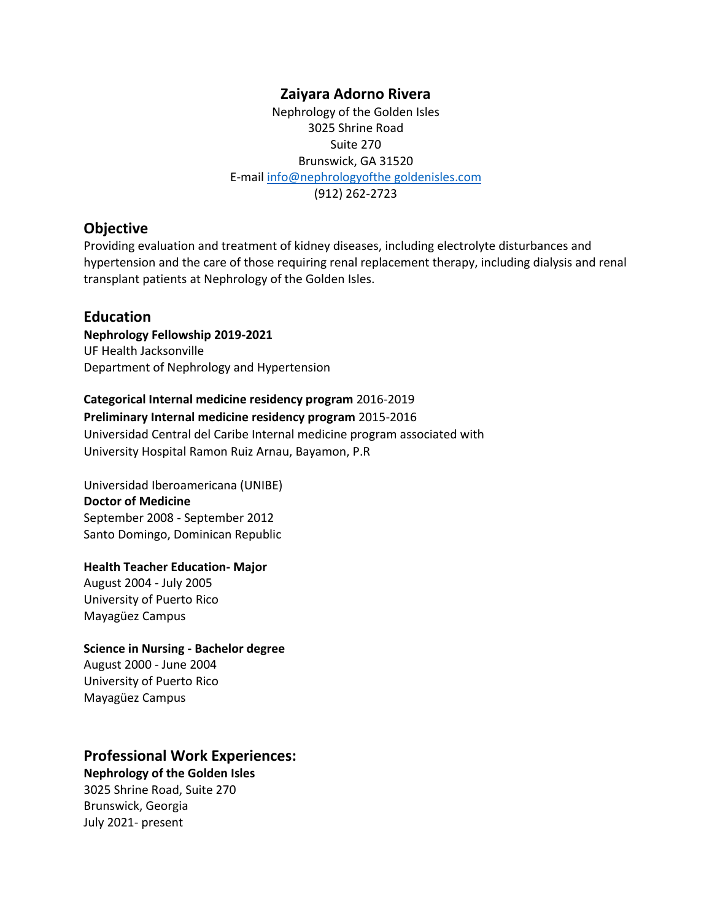# Zaiyara Adorno Rivera

Nephrology of the Golden Isles
3025 Shrine Road
Suite 270
Brunswick, GA 31520
E-mail info@nephrologyofthe goldenisles.com
(912) 262-2723

## Objective

Providing evaluation and treatment of kidney diseases, including electrolyte disturbances and hypertension and the care of those requiring renal replacement therapy, including dialysis and renal transplant patients at Nephrology of the Golden Isles.

## Education

**Nephrology Fellowship 2019-2021**
UF Health Jacksonville
Department of Nephrology and Hypertension

**Categorical Internal medicine residency program** 2016-2019
**Preliminary Internal medicine residency program** 2015-2016
Universidad Central del Caribe Internal medicine program associated with
University Hospital Ramon Ruiz Arnau, Bayamon, P.R

Universidad Iberoamericana (UNIBE)
**Doctor of Medicine**
September 2008 - September 2012
Santo Domingo, Dominican Republic

**Health Teacher Education- Major**
August 2004 - July 2005
University of Puerto Rico
Mayagüez Campus

**Science in Nursing - Bachelor degree**
August 2000 - June 2004
University of Puerto Rico
Mayagüez Campus

## Professional Work Experiences:

**Nephrology of the Golden Isles**
3025 Shrine Road, Suite 270
Brunswick, Georgia
July 2021- present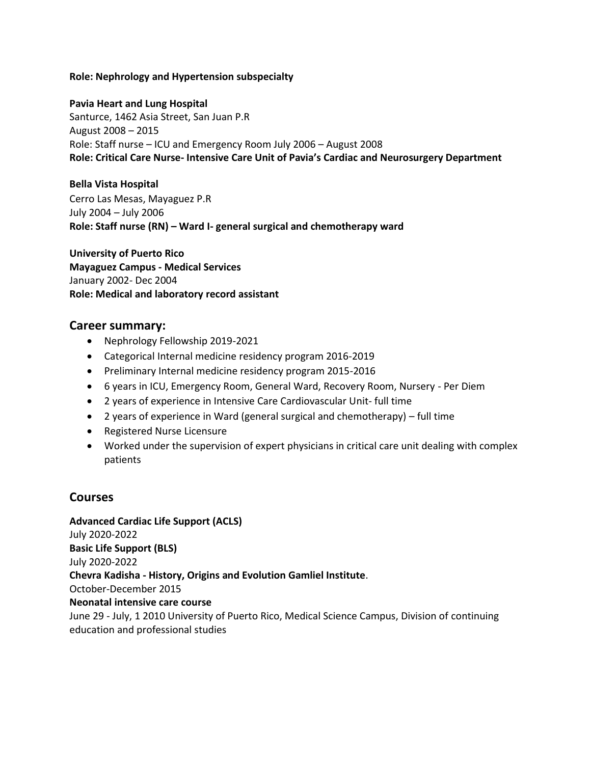**Role: Nephrology and Hypertension subspecialty**

**Pavia Heart and Lung Hospital**
Santurce, 1462 Asia Street, San Juan P.R
August 2008 – 2015
Role: Staff nurse – ICU and Emergency Room July 2006 – August 2008
**Role: Critical Care Nurse- Intensive Care Unit of Pavia's Cardiac and Neurosurgery Department**

**Bella Vista Hospital**
Cerro Las Mesas, Mayaguez P.R
July 2004 – July 2006
**Role: Staff nurse (RN) – Ward I- general surgical and chemotherapy ward**

**University of Puerto Rico**
**Mayaguez Campus - Medical Services**
January 2002- Dec 2004
**Role: Medical and laboratory record assistant**

## Career summary:

- Nephrology Fellowship 2019-2021
- Categorical Internal medicine residency program 2016-2019
- Preliminary Internal medicine residency program 2015-2016
- 6 years in ICU, Emergency Room, General Ward, Recovery Room, Nursery - Per Diem
- 2 years of experience in Intensive Care Cardiovascular Unit- full time
- 2 years of experience in Ward (general surgical and chemotherapy) – full time
- Registered Nurse Licensure
- Worked under the supervision of expert physicians in critical care unit dealing with complex patients

## Courses

**Advanced Cardiac Life Support (ACLS)**
July 2020-2022
**Basic Life Support (BLS)**
July 2020-2022
**Chevra Kadisha - History, Origins and Evolution Gamliel Institute**.
October-December 2015
**Neonatal intensive care course**
June 29 - July, 1 2010 University of Puerto Rico, Medical Science Campus, Division of continuing education and professional studies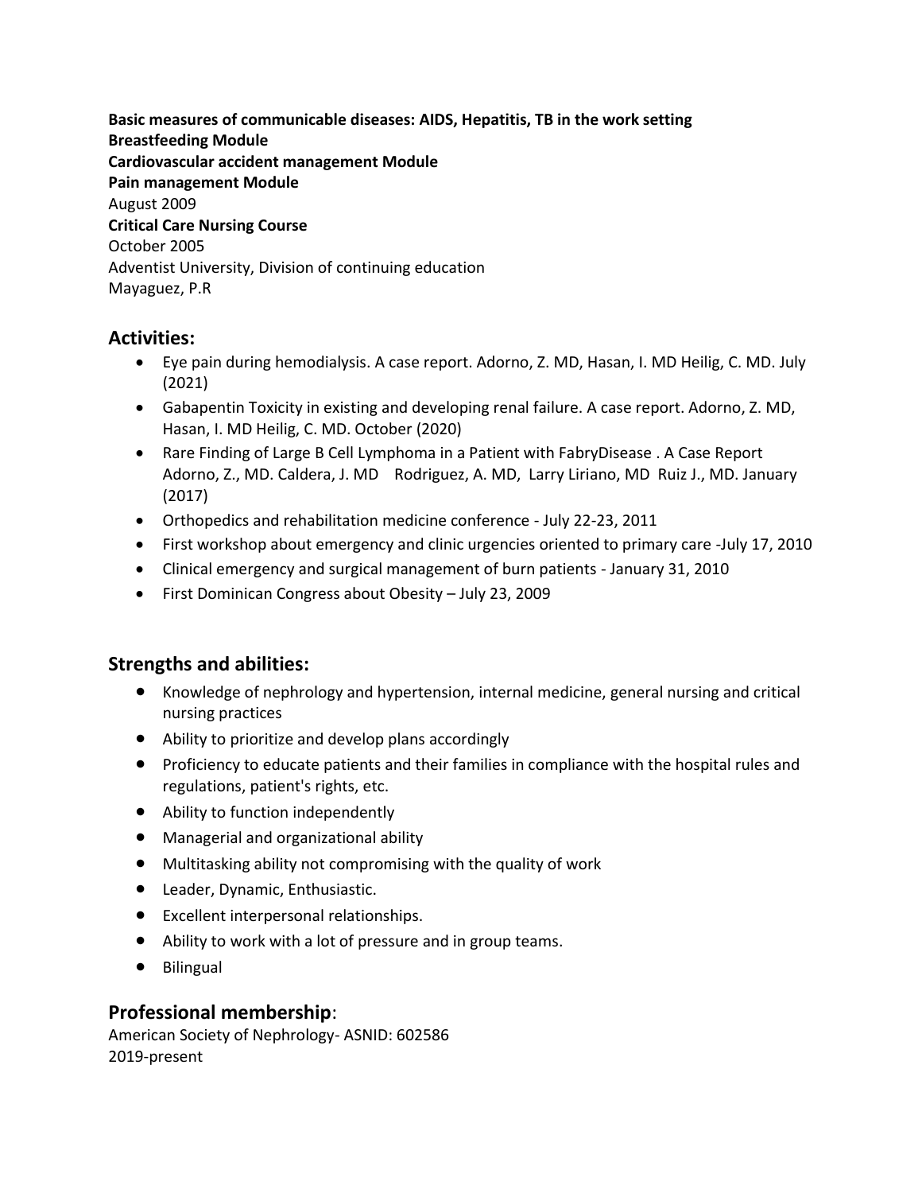**Basic measures of communicable diseases: AIDS, Hepatitis, TB in the work setting**
**Breastfeeding Module**
**Cardiovascular accident management Module**
**Pain management Module**
August 2009
**Critical Care Nursing Course**
October 2005
Adventist University, Division of continuing education
Mayaguez, P.R

## Activities:

- Eye pain during hemodialysis. A case report. Adorno, Z. MD, Hasan, I. MD Heilig, C. MD. July (2021)
- Gabapentin Toxicity in existing and developing renal failure. A case report. Adorno, Z. MD, Hasan, I. MD Heilig, C. MD. October (2020)
- Rare Finding of Large B Cell Lymphoma in a Patient with FabryDisease . A Case Report Adorno, Z., MD. Caldera, J. MD Rodriguez, A. MD, Larry Liriano, MD Ruiz J., MD. January (2017)
- Orthopedics and rehabilitation medicine conference - July 22-23, 2011
- First workshop about emergency and clinic urgencies oriented to primary care -July 17, 2010
- Clinical emergency and surgical management of burn patients - January 31, 2010
- First Dominican Congress about Obesity – July 23, 2009

## Strengths and abilities:

- Knowledge of nephrology and hypertension, internal medicine, general nursing and critical nursing practices
- Ability to prioritize and develop plans accordingly
- Proficiency to educate patients and their families in compliance with the hospital rules and regulations, patient's rights, etc.
- Ability to function independently
- Managerial and organizational ability
- Multitasking ability not compromising with the quality of work
- Leader, Dynamic, Enthusiastic.
- Excellent interpersonal relationships.
- Ability to work with a lot of pressure and in group teams.
- Bilingual

## Professional membership:

American Society of Nephrology- ASNID: 602586
2019-present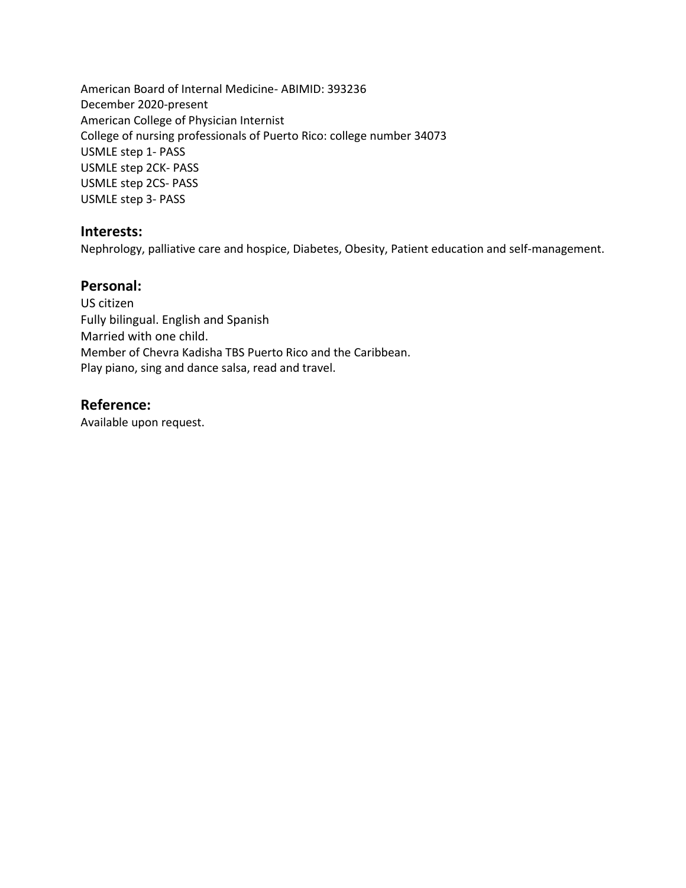American Board of Internal Medicine- ABIMID: 393236
December 2020-present
American College of Physician Internist
College of nursing professionals of Puerto Rico: college number 34073
USMLE step 1- PASS
USMLE step 2CK- PASS
USMLE step 2CS- PASS
USMLE step 3- PASS

## Interests:

Nephrology, palliative care and hospice, Diabetes, Obesity, Patient education and self-management.

## Personal:

US citizen
Fully bilingual. English and Spanish
Married with one child.
Member of Chevra Kadisha TBS Puerto Rico and the Caribbean.
Play piano, sing and dance salsa, read and travel.

## Reference:

Available upon request.